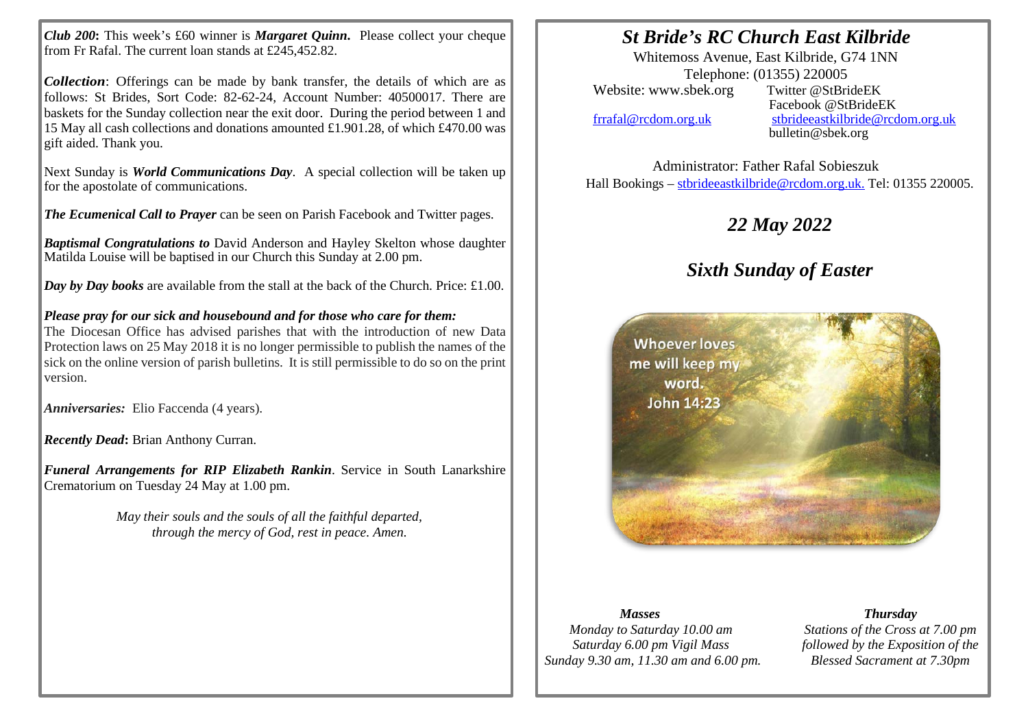*Club 200***:** This week's £60 winner is ***Margaret Quinn***. Please collect your cheque from Fr Rafal. The current loan stands at £245,452.82.

***Collection***: Offerings can be made by bank transfer, the details of which are as follows: St Brides, Sort Code: 82-62-24, Account Number: 40500017. There are baskets for the Sunday collection near the exit door. During the period between 1 and 15 May all cash collections and donations amounted £1.901.28, of which £470.00 was gift aided. Thank you.

Next Sunday is ***World Communications Day***. A special collection will be taken up for the apostolate of communications.

***The Ecumenical Call to Prayer*** can be seen on Parish Facebook and Twitter pages.

***Baptismal Congratulations to*** David Anderson and Hayley Skelton whose daughter Matilda Louise will be baptised in our Church this Sunday at 2.00 pm.

***Day by Day books*** are available from the stall at the back of the Church. Price: £1.00.

***Please pray for our sick and housebound and for those who care for them:***
The Diocesan Office has advised parishes that with the introduction of new Data Protection laws on 25 May 2018 it is no longer permissible to publish the names of the sick on the online version of parish bulletins. It is still permissible to do so on the print version.

***Anniversaries:*** Elio Faccenda (4 years).

***Recently Dead*:** Brian Anthony Curran.

***Funeral Arrangements for RIP Elizabeth Rankin***. Service in South Lanarkshire Crematorium on Tuesday 24 May at 1.00 pm.

*May their souls and the souls of all the faithful departed,*
*through the mercy of God, rest in peace. Amen.*

# *St Bride's RC Church East Kilbride*

Whitemoss Avenue, East Kilbride, G74 1NN
Telephone: (01355) 220005
Website: www.sbek.org
Twitter @StBrideEK
Facebook @StBrideEK
frrafal@rcdom.org.uk
stbrideeastkilbride@rcdom.org.uk
bulletin@sbek.org

Administrator: Father Rafal Sobieszuk
Hall Bookings – stbrideeastkilbride@rcdom.org.uk. Tel: 01355 220005.

## *22 May 2022*

## *Sixth Sunday of Easter*

Whoever loves me will keep my word.
John 14:23

***Masses***
*Monday to Saturday 10.00 am*
*Saturday 6.00 pm Vigil Mass*
*Sunday 9.30 am, 11.30 am and 6.00 pm.*

***Thursday***
*Stations of the Cross at 7.00 pm followed by the Exposition of the Blessed Sacrament at 7.30pm*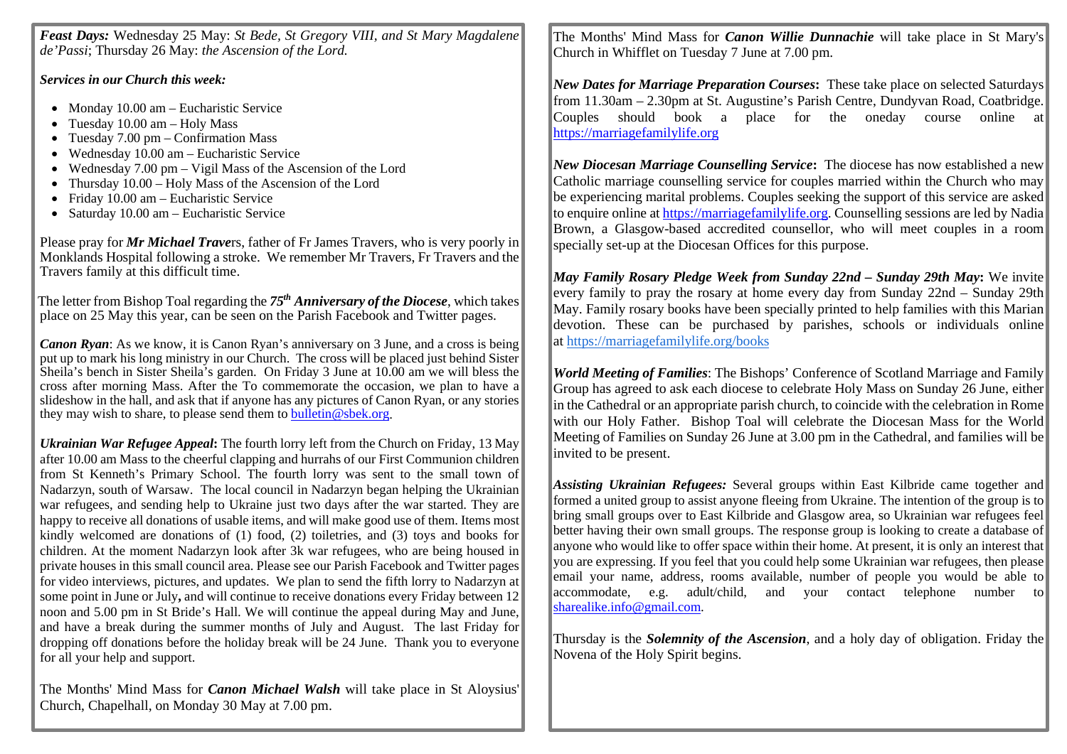***Feast Days:*** Wednesday 25 May: *St Bede, St Gregory VIII, and St Mary Magdalene de'Passi*; Thursday 26 May: *the Ascension of the Lord.*

***Services in our Church this week:***

- Monday 10.00 am – Eucharistic Service
- Tuesday 10.00 am – Holy Mass
- Tuesday 7.00 pm – Confirmation Mass
- Wednesday 10.00 am – Eucharistic Service
- Wednesday 7.00 pm – Vigil Mass of the Ascension of the Lord
- Thursday 10.00 – Holy Mass of the Ascension of the Lord
- Friday 10.00 am – Eucharistic Service
- Saturday 10.00 am – Eucharistic Service

Please pray for ***Mr Michael Trave***rs, father of Fr James Travers, who is very poorly in Monklands Hospital following a stroke. We remember Mr Travers, Fr Travers and the Travers family at this difficult time.

The letter from Bishop Toal regarding the ***75th Anniversary of the Diocese***, which takes place on 25 May this year, can be seen on the Parish Facebook and Twitter pages.

***Canon Ryan***: As we know, it is Canon Ryan's anniversary on 3 June, and a cross is being put up to mark his long ministry in our Church. The cross will be placed just behind Sister Sheila's bench in Sister Sheila's garden. On Friday 3 June at 10.00 am we will bless the cross after morning Mass. After the To commemorate the occasion, we plan to have a slideshow in the hall, and ask that if anyone has any pictures of Canon Ryan, or any stories they may wish to share, to please send them to bulletin@sbek.org.

***Ukrainian War Refugee Appeal*:** The fourth lorry left from the Church on Friday, 13 May after 10.00 am Mass to the cheerful clapping and hurrahs of our First Communion children from St Kenneth's Primary School. The fourth lorry was sent to the small town of Nadarzyn, south of Warsaw. The local council in Nadarzyn began helping the Ukrainian war refugees, and sending help to Ukraine just two days after the war started. They are happy to receive all donations of usable items, and will make good use of them. Items most kindly welcomed are donations of (1) food, (2) toiletries, and (3) toys and books for children. At the moment Nadarzyn look after 3k war refugees, who are being housed in private houses in this small council area. Please see our Parish Facebook and Twitter pages for video interviews, pictures, and updates. We plan to send the fifth lorry to Nadarzyn at some point in June or July**,** and will continue to receive donations every Friday between 12 noon and 5.00 pm in St Bride's Hall. We will continue the appeal during May and June, and have a break during the summer months of July and August. The last Friday for dropping off donations before the holiday break will be 24 June. Thank you to everyone for all your help and support.

The Months' Mind Mass for ***Canon Michael Walsh*** will take place in St Aloysius' Church, Chapelhall, on Monday 30 May at 7.00 pm.

The Months' Mind Mass for ***Canon Willie Dunnachie*** will take place in St Mary's Church in Whifflet on Tuesday 7 June at 7.00 pm.

***New Dates for Marriage Preparation Courses*:** These take place on selected Saturdays from 11.30am – 2.30pm at St. Augustine's Parish Centre, Dundyvan Road, Coatbridge. Couples should book a place for the oneday course online at https://marriagefamilylife.org

***New Diocesan Marriage Counselling Service*:** The diocese has now established a new Catholic marriage counselling service for couples married within the Church who may be experiencing marital problems. Couples seeking the support of this service are asked to enquire online at https://marriagefamilylife.org. Counselling sessions are led by Nadia Brown, a Glasgow-based accredited counsellor, who will meet couples in a room specially set-up at the Diocesan Offices for this purpose.

***May Family Rosary Pledge Week from Sunday 22nd – Sunday 29th May*:** We invite every family to pray the rosary at home every day from Sunday 22nd – Sunday 29th May. Family rosary books have been specially printed to help families with this Marian devotion. These can be purchased by parishes, schools or individuals online at https://marriagefamilylife.org/books

***World Meeting of Families***: The Bishops' Conference of Scotland Marriage and Family Group has agreed to ask each diocese to celebrate Holy Mass on Sunday 26 June, either in the Cathedral or an appropriate parish church, to coincide with the celebration in Rome with our Holy Father. Bishop Toal will celebrate the Diocesan Mass for the World Meeting of Families on Sunday 26 June at 3.00 pm in the Cathedral, and families will be invited to be present.

***Assisting Ukrainian Refugees:*** Several groups within East Kilbride came together and formed a united group to assist anyone fleeing from Ukraine. The intention of the group is to bring small groups over to East Kilbride and Glasgow area, so Ukrainian war refugees feel better having their own small groups. The response group is looking to create a database of anyone who would like to offer space within their home. At present, it is only an interest that you are expressing. If you feel that you could help some Ukrainian war refugees, then please email your name, address, rooms available, number of people you would be able to accommodate, e.g. adult/child, and your contact telephone number to sharealike.info@gmail.com.

Thursday is the ***Solemnity of the Ascension***, and a holy day of obligation. Friday the Novena of the Holy Spirit begins.